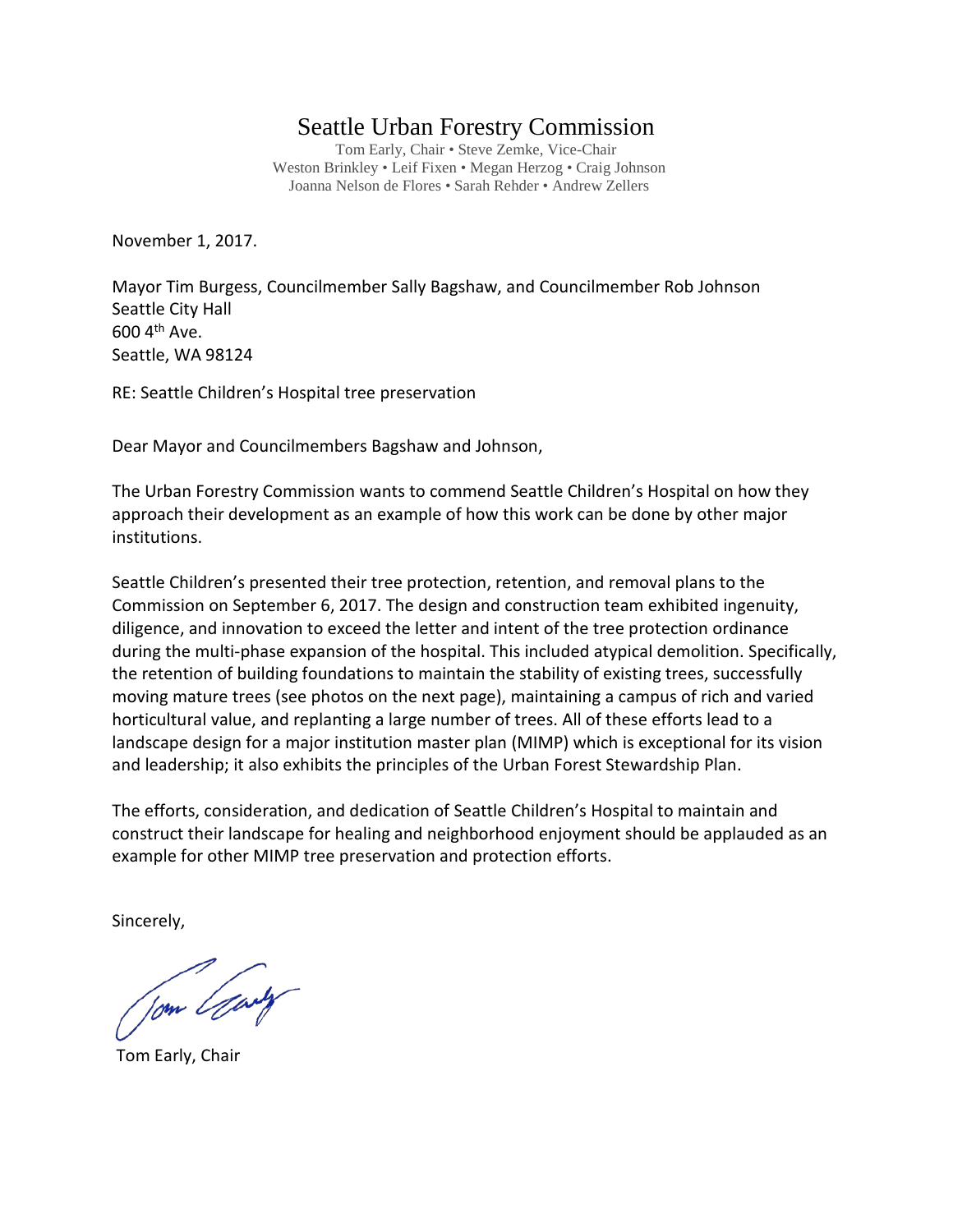# Seattle Urban Forestry Commission

Tom Early, Chair • Steve Zemke, Vice-Chair
Weston Brinkley • Leif Fixen • Megan Herzog • Craig Johnson
Joanna Nelson de Flores • Sarah Rehder • Andrew Zellers

November 1, 2017.

Mayor Tim Burgess, Councilmember Sally Bagshaw, and Councilmember Rob Johnson
Seattle City Hall
600 4th Ave.
Seattle, WA 98124

RE: Seattle Children's Hospital tree preservation

Dear Mayor and Councilmembers Bagshaw and Johnson,

The Urban Forestry Commission wants to commend Seattle Children's Hospital on how they approach their development as an example of how this work can be done by other major institutions.

Seattle Children's presented their tree protection, retention, and removal plans to the Commission on September 6, 2017. The design and construction team exhibited ingenuity, diligence, and innovation to exceed the letter and intent of the tree protection ordinance during the multi-phase expansion of the hospital. This included atypical demolition. Specifically, the retention of building foundations to maintain the stability of existing trees, successfully moving mature trees (see photos on the next page), maintaining a campus of rich and varied horticultural value, and replanting a large number of trees. All of these efforts lead to a landscape design for a major institution master plan (MIMP) which is exceptional for its vision and leadership; it also exhibits the principles of the Urban Forest Stewardship Plan.

The efforts, consideration, and dedication of Seattle Children's Hospital to maintain and construct their landscape for healing and neighborhood enjoyment should be applauded as an example for other MIMP tree preservation and protection efforts.

Sincerely,

Tom Early, Chair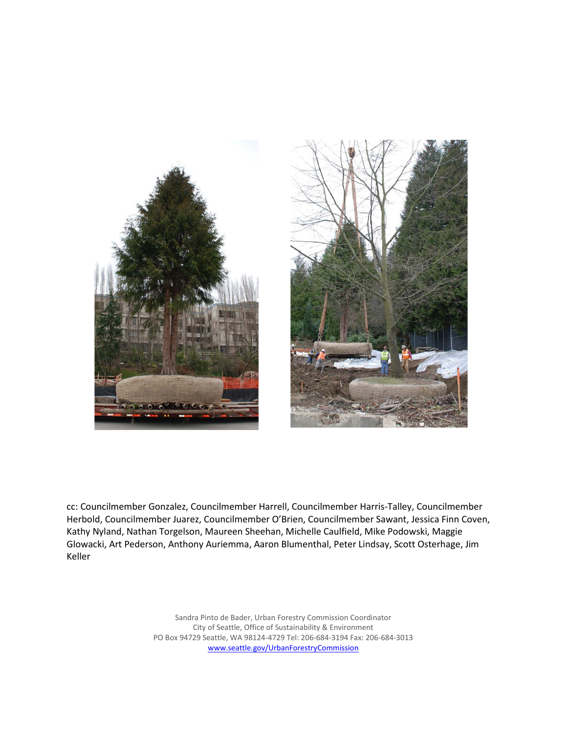cc: Councilmember Gonzalez, Councilmember Harrell, Councilmember Harris-Talley, Councilmember Herbold, Councilmember Juarez, Councilmember O'Brien, Councilmember Sawant, Jessica Finn Coven, Kathy Nyland, Nathan Torgelson, Maureen Sheehan, Michelle Caulfield, Mike Podowski, Maggie Glowacki, Art Pederson, Anthony Auriemma, Aaron Blumenthal, Peter Lindsay, Scott Osterhage, Jim Keller

Sandra Pinto de Bader, Urban Forestry Commission Coordinator
City of Seattle, Office of Sustainability & Environment
PO Box 94729 Seattle, WA 98124-4729 Tel: 206-684-3194 Fax: 206-684-3013
www.seattle.gov/UrbanForestryCommission